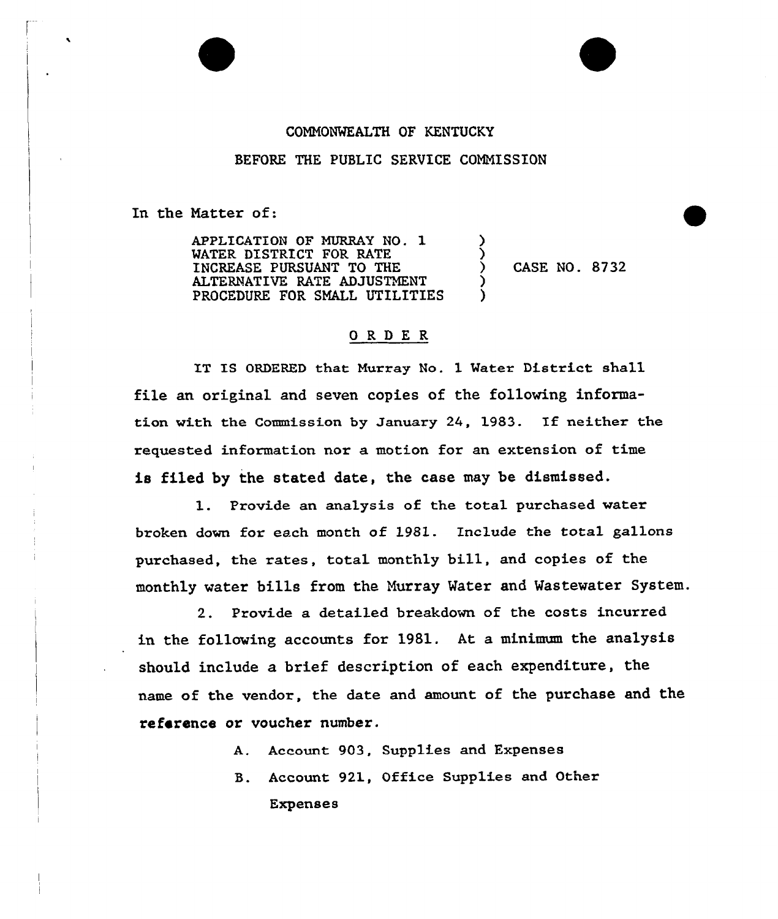COMMONWEALTH OF KENTUCKY

BEFORE THE PUBLIC SERVICE COMMISSION

In the Matter of:

| | | |
|---|---|---|
| APPLICATION OF MURRAY NO. 1 WATER DISTRICT FOR RATE INCREASE PURSUANT TO THE ALTERNATIVE RATE ADJUSTMENT PROCEDURE FOR SMALL UTILITIES | ) | CASE NO. 8732 |

## O R D E R

IT IS ORDERED that Murray No. 1 Water District shall file an original and seven copies of the following information with the Commission by January 24, 1983. If neither the requested information nor a motion for an extension of time is filed by the stated date, the case may be dismissed.

1. Provide an analysis of the total purchased water broken down for each month of 1981. Include the total gallons purchased, the rates, total monthly bill, and copies of the monthly water bills from the Murray Water and Wastewater System.

2. Provide a detailed breakdown of the costs incurred in the following accounts for 1981. At a minimum the analysis should include a brief description of each expenditure, the name of the vendor, the date and amount of the purchase and the reference or voucher number.

   A. Account 903, Supplies and Expenses

   B. Account 921, Office Supplies and Other Expenses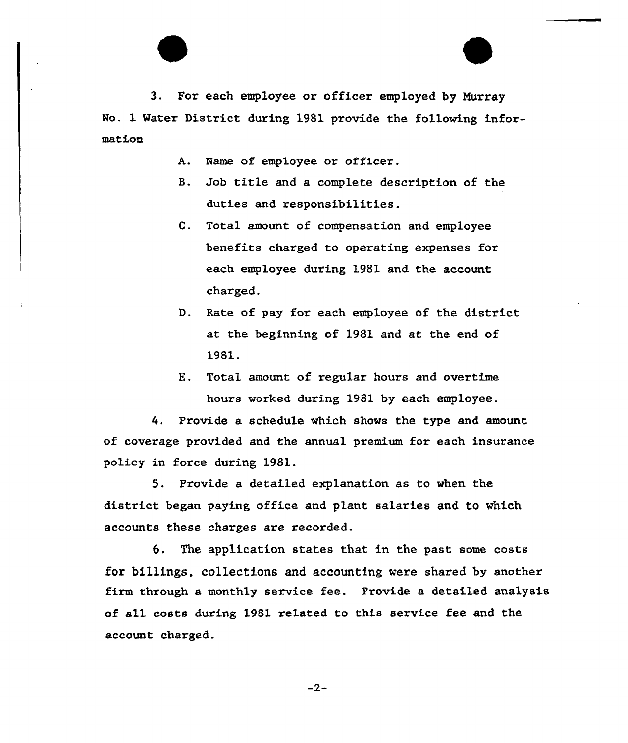3. For each employee or officer employed by Murray No. 1 Water District during 1981 provide the following information

   A. Name of employee or officer.

   B. Job title and a complete description of the duties and responsibilities.

   C. Total amount of compensation and employee benefits charged to operating expenses for each employee during 1981 and the account charged.

   D. Rate of pay for each employee of the district at the beginning of 1981 and at the end of 1981.

   E. Total amount of regular hours and overtime hours worked during 1981 by each employee.

4. Provide a schedule which shows the type and amount of coverage provided and the annual premium for each insurance policy in force during 1981.

5. Provide a detailed explanation as to when the district began paying office and plant salaries and to which accounts these charges are recorded.

6. The application states that in the past some costs for billings, collections and accounting were shared by another firm through a monthly service fee. Provide a detailed analysis of all costs during 1981 related to this service fee and the account charged.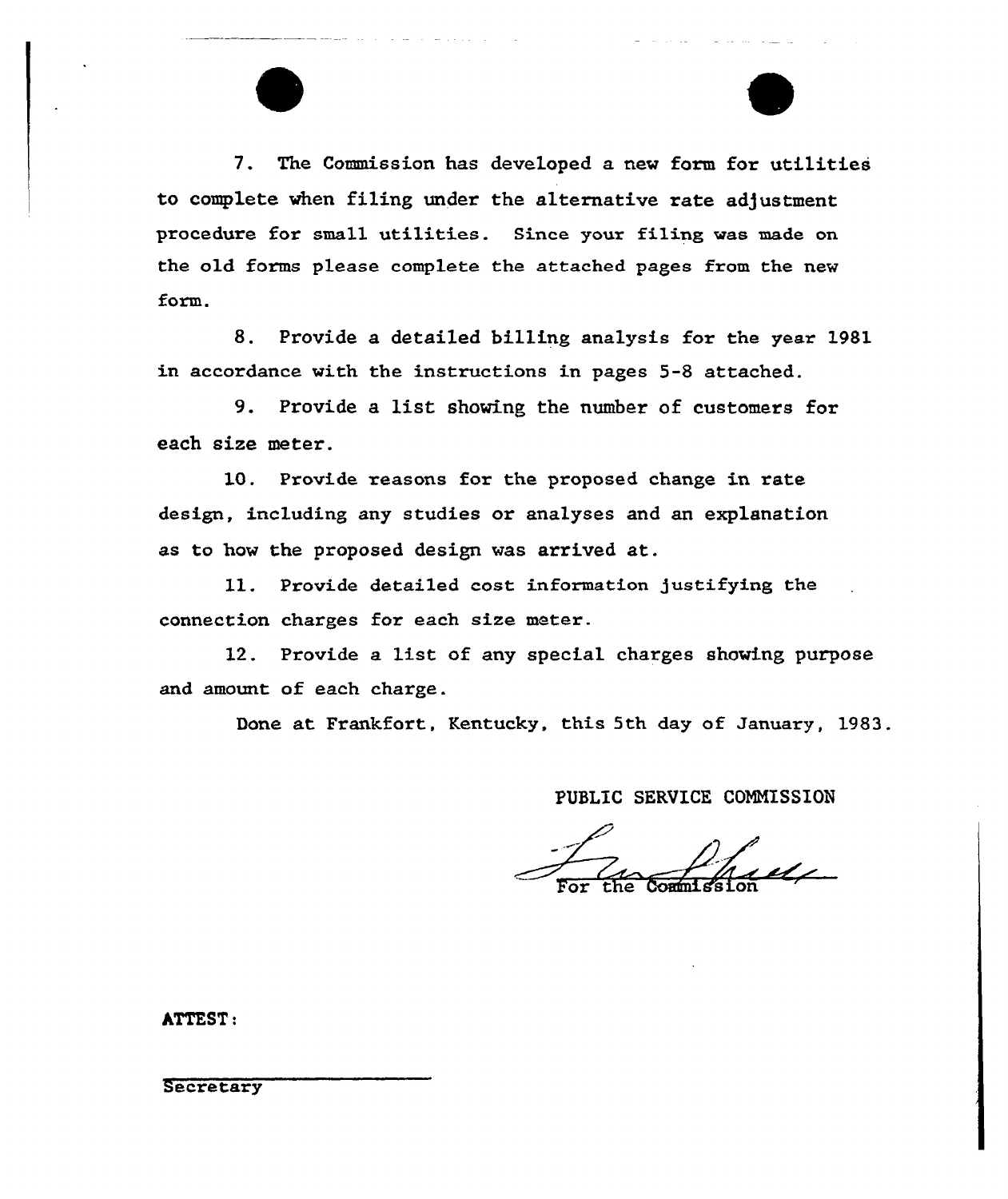7. The Commission has developed a new form for utilities to complete when filing under the alternative rate adjustment procedure for small utilities. Since your filing was made on the old forms please complete the attached pages from the new form.

8. Provide a detailed billing analysis for the year 1981 in accordance with the instructions in pages 5-8 attached.

9. Provide a list showing the number of customers for each size meter.

10. Provide reasons for the proposed change in rate design, including any studies or analyses and an explanation as to how the proposed design was arrived at.

11. Provide detailed cost information justifying the connection charges for each size meter.

12. Provide a list of any special charges showing purpose and amount of each charge.

Done at Frankfort, Kentucky, this 5th day of January, 1983.

PUBLIC SERVICE COMMISSION

For the Commission

ATTEST:

Secretary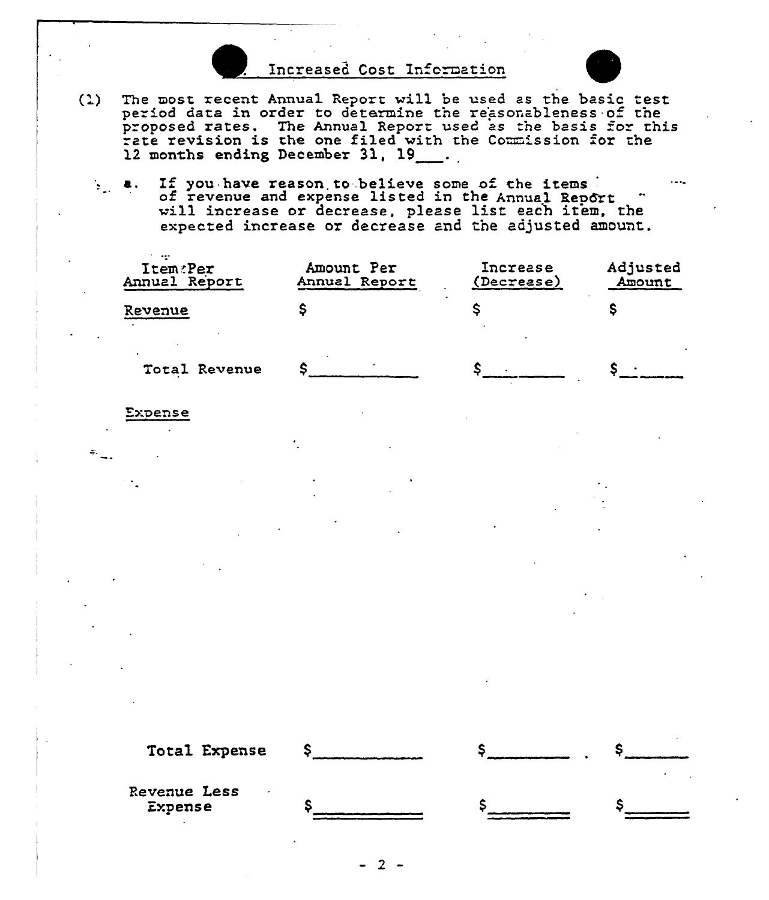## Increased Cost Information

(1) The most recent Annual Report will be used as the basic test period data in order to determine the reasonableness of the proposed rates. The Annual Report used as the basis for this rate revision is the one filed with the Commission for the 12 months ending December 31, 19___.

a. If you have reason to believe some of the items of revenue and expense listed in the Annual Report will increase or decrease, please list each item, the expected increase or decrease and the adjusted amount.

| Item Per Annual Report | Amount Per Annual Report | Increase (Decrease) | Adjusted Amount |
|---|---|---|---|
| Revenue | $ | $ | $ |
| Total Revenue | $__________ | $__________ | $__________ |
| Expense | | | |
| Total Expense | $__________ | $__________ | $__________ |
| Revenue Less Expense | $__________ | $__________ | $__________ |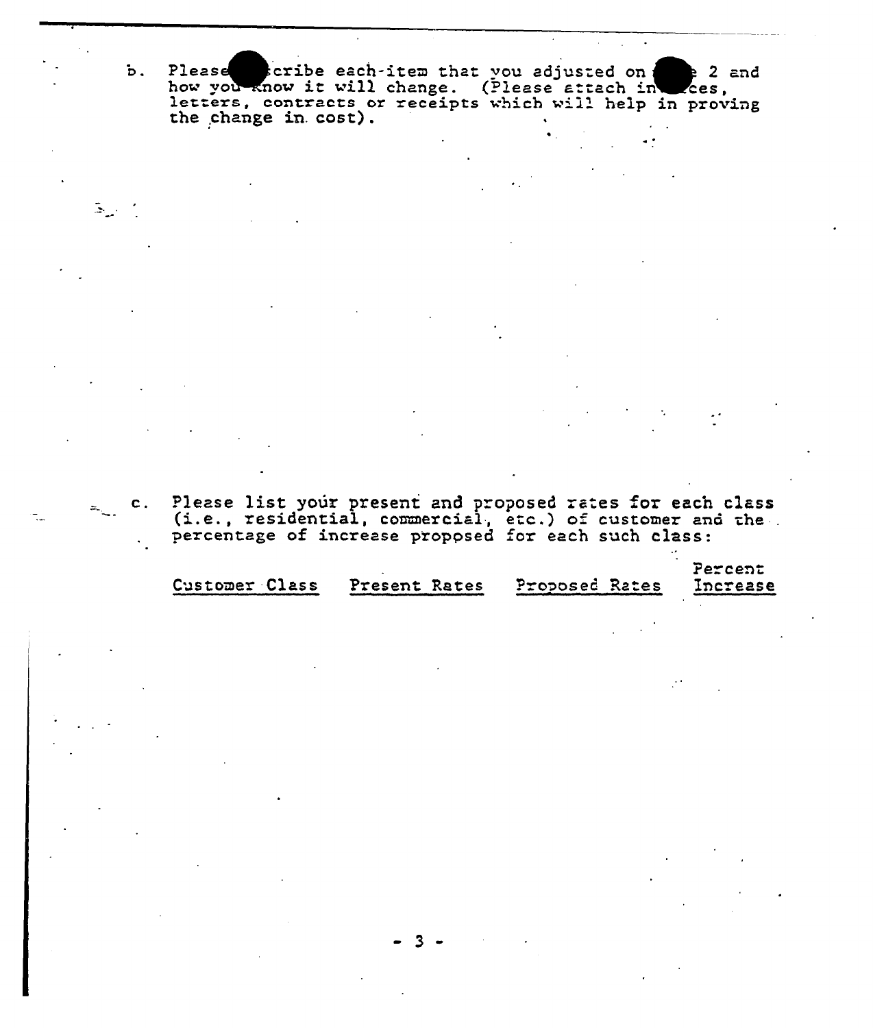b. Please [obscured]scribe each item that you adjusted on [obscured] 2 and how you know it will change. (Please attach in[obscured]ces, letters, contracts or receipts which will help in proving the change in cost).

c. Please list your present and proposed rates for each class (i.e., residential, commercial, etc.) of customer and the percentage of increase proposed for each such class:

| Customer Class | Present Rates | Proposed Rates | Percent Increase |
| --- | --- | --- | --- |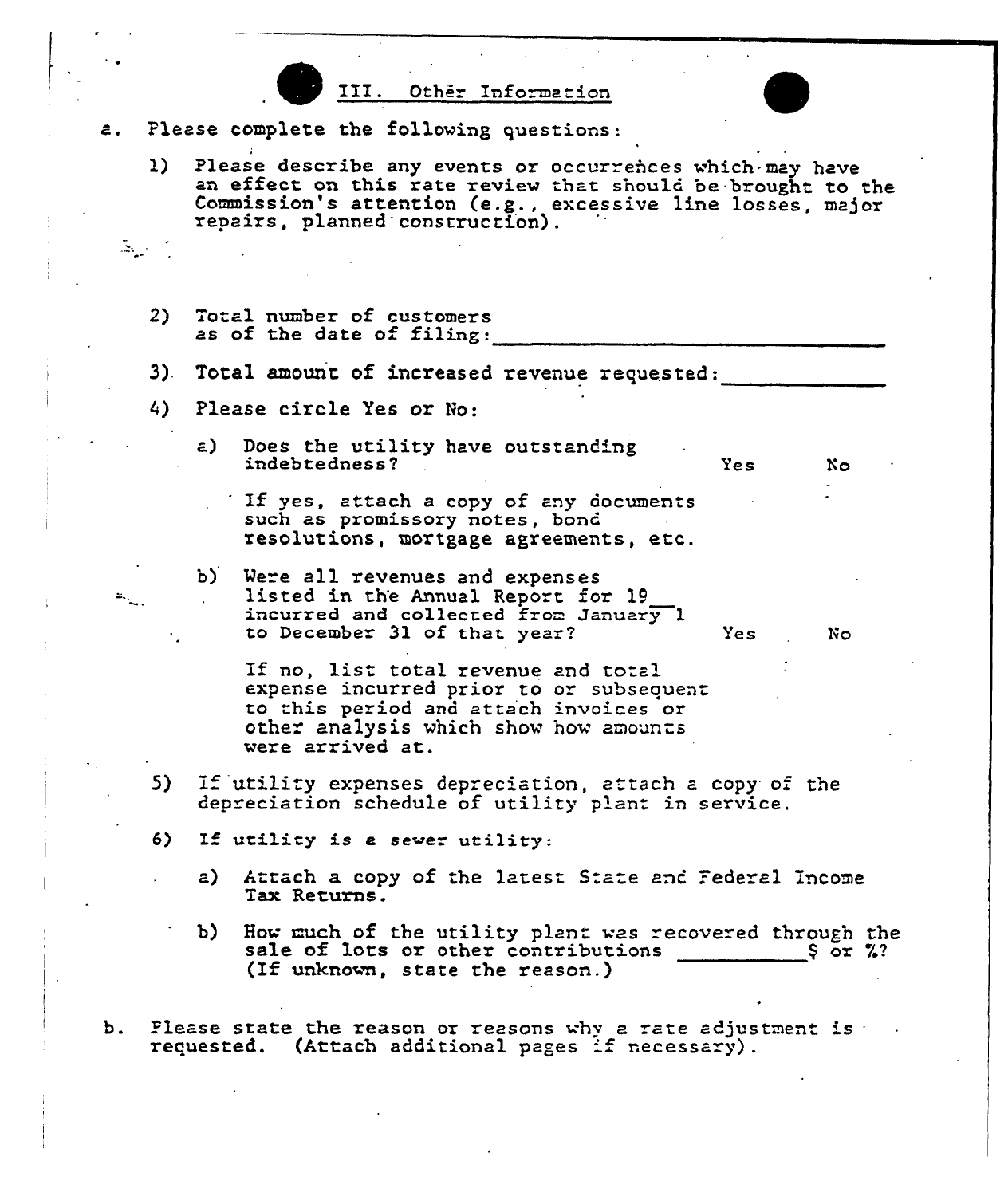## III. Other Information

a. Please complete the following questions:

1) Please describe any events or occurrences which may have an effect on this rate review that should be brought to the Commission's attention (e.g., excessive line losses, major repairs, planned construction).

2) Total number of customers as of the date of filing: ____________________________

3) Total amount of increased revenue requested: ______________

4) Please circle Yes or No:

   a) Does the utility have outstanding indebtedness? Yes No

      If yes, attach a copy of any documents such as promissory notes, bond resolutions, mortgage agreements, etc.

   b) Were all revenues and expenses listed in the Annual Report for 19__ incurred and collected from January 1 to December 31 of that year? Yes No

      If no, list total revenue and total expense incurred prior to or subsequent to this period and attach invoices or other analysis which show how amounts were arrived at.

5) If utility expenses depreciation, attach a copy of the depreciation schedule of utility plant in service.

6) If utility is a sewer utility:

   a) Attach a copy of the latest State and Federal Income Tax Returns.

   b) How much of the utility plant was recovered through the sale of lots or other contributions ___________$ or %? (If unknown, state the reason.)

b. Please state the reason or reasons why a rate adjustment is requested. (Attach additional pages if necessary).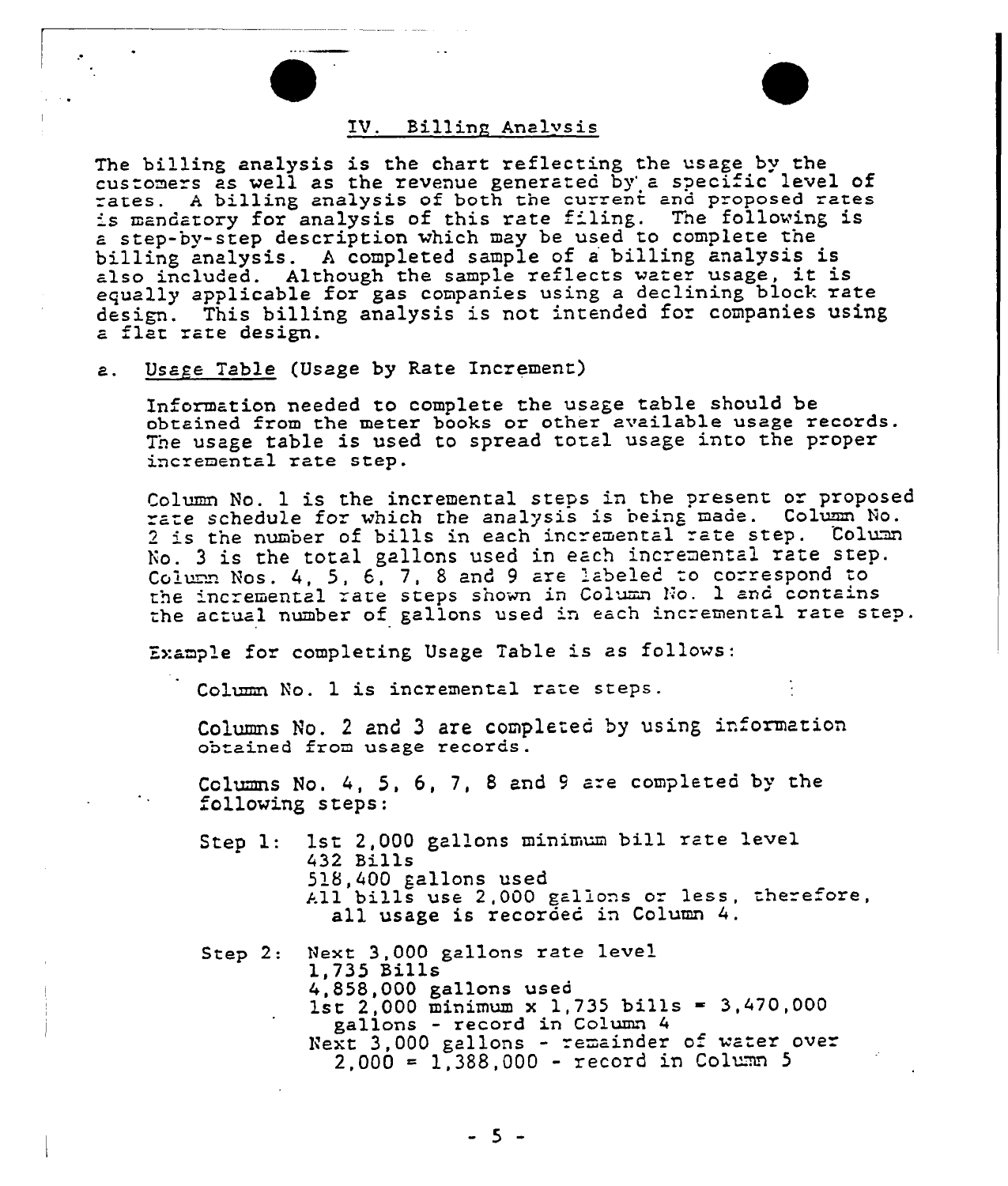## IV. Billing Analysis

The billing analysis is the chart reflecting the usage by the customers as well as the revenue generated by a specific level of rates. A billing analysis of both the current and proposed rates is mandatory for analysis of this rate filing. The following is a step-by-step description which may be used to complete the billing analysis. A completed sample of a billing analysis is also included. Although the sample reflects water usage, it is equally applicable for gas companies using a declining block rate design. This billing analysis is not intended for companies using a flat rate design.

a. Usage Table (Usage by Rate Increment)

Information needed to complete the usage table should be obtained from the meter books or other available usage records. The usage table is used to spread total usage into the proper incremental rate step.

Column No. 1 is the incremental steps in the present or proposed rate schedule for which the analysis is being made. Column No. 2 is the number of bills in each incremental rate step. Column No. 3 is the total gallons used in each incremental rate step. Column Nos. 4, 5, 6, 7, 8 and 9 are labeled to correspond to the incremental rate steps shown in Column No. 1 and contains the actual number of gallons used in each incremental rate step.

Example for completing Usage Table is as follows:

Column No. 1 is incremental rate steps.

Columns No. 2 and 3 are completed by using information obtained from usage records.

Columns No. 4, 5, 6, 7, 8 and 9 are completed by the following steps:

Step 1: 1st 2,000 gallons minimum bill rate level
432 Bills
518,400 gallons used
All bills use 2,000 gallons or less, therefore, all usage is recorded in Column 4.

Step 2: Next 3,000 gallons rate level
1,735 Bills
4,858,000 gallons used
1st 2,000 minimum x 1,735 bills = 3,470,000 gallons - record in Column 4
Next 3,000 gallons - remainder of water over 2,000 = 1,388,000 - record in Column 5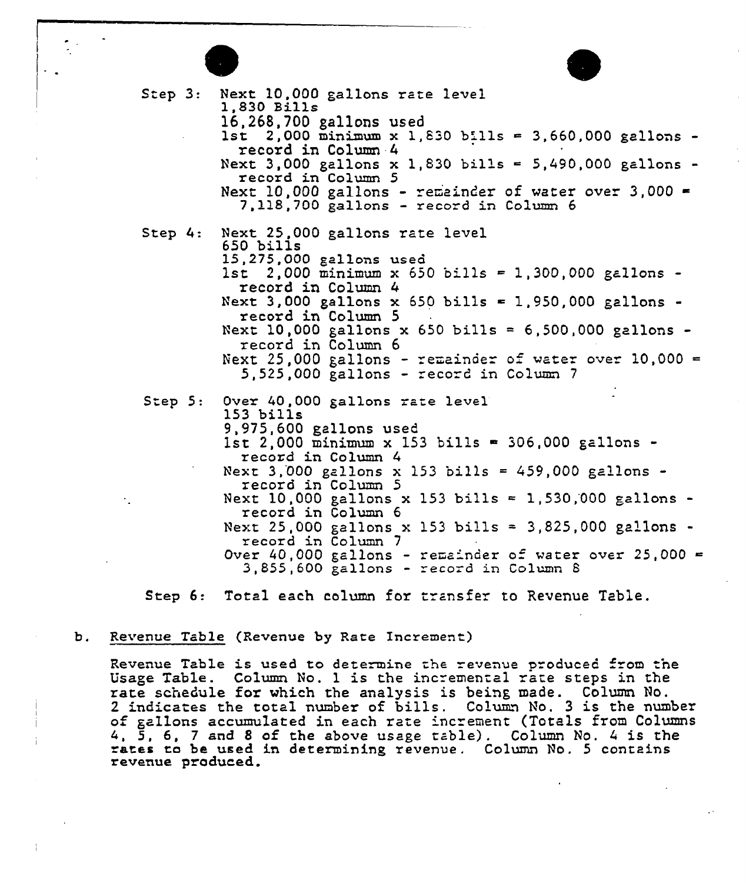Step 3: Next 10,000 gallons rate level
1,830 Bills
16,268,700 gallons used
1st 2,000 minimum x 1,830 bills = 3,660,000 gallons - record in Column 4
Next 3,000 gallons x 1,830 bills = 5,490,000 gallons - record in Column 5
Next 10,000 gallons - remainder of water over 3,000 = 7,118,700 gallons - record in Column 6

Step 4: Next 25,000 gallons rate level
650 bills
15,275,000 gallons used
1st 2,000 minimum x 650 bills = 1,300,000 gallons - record in Column 4
Next 3,000 gallons x 650 bills = 1,950,000 gallons - record in Column 5
Next 10,000 gallons x 650 bills = 6,500,000 gallons - record in Column 6
Next 25,000 gallons - remainder of water over 10,000 = 5,525,000 gallons - record in Column 7

Step 5: Over 40,000 gallons rate level
153 bills
9,975,600 gallons used
1st 2,000 minimum x 153 bills = 306,000 gallons - record in Column 4
Next 3,000 gallons x 153 bills = 459,000 gallons - record in Column 5
Next 10,000 gallons x 153 bills = 1,530,000 gallons - record in Column 6
Next 25,000 gallons x 153 bills = 3,825,000 gallons - record in Column 7
Over 40,000 gallons - remainder of water over 25,000 = 3,855,600 gallons - record in Column 8

Step 6: Total each column for transfer to Revenue Table.

b. Revenue Table (Revenue by Rate Increment)

Revenue Table is used to determine the revenue produced from the Usage Table. Column No. 1 is the incremental rate steps in the rate schedule for which the analysis is being made. Column No. 2 indicates the total number of bills. Column No. 3 is the number of gallons accumulated in each rate increment (Totals from Columns 4, 5, 6, 7 and 8 of the above usage table). Column No. 4 is the rates to be used in determining revenue. Column No. 5 contains revenue produced.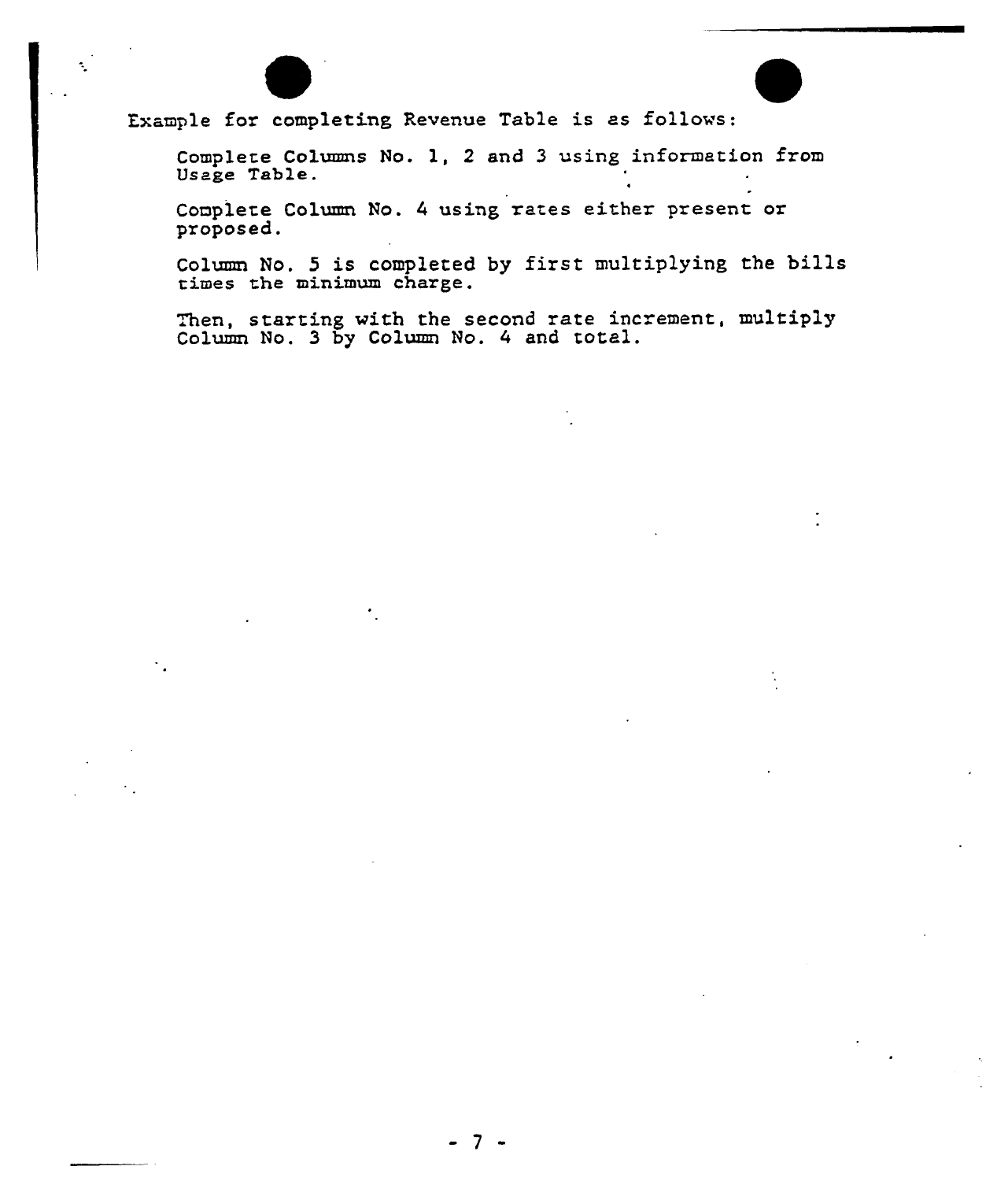Example for completing Revenue Table is as follows:

Complete Columns No. 1, 2 and 3 using information from Usage Table.

Complete Column No. 4 using rates either present or proposed.

Column No. 5 is completed by first multiplying the bills times the minimum charge.

Then, starting with the second rate increment, multiply Column No. 3 by Column No. 4 and total.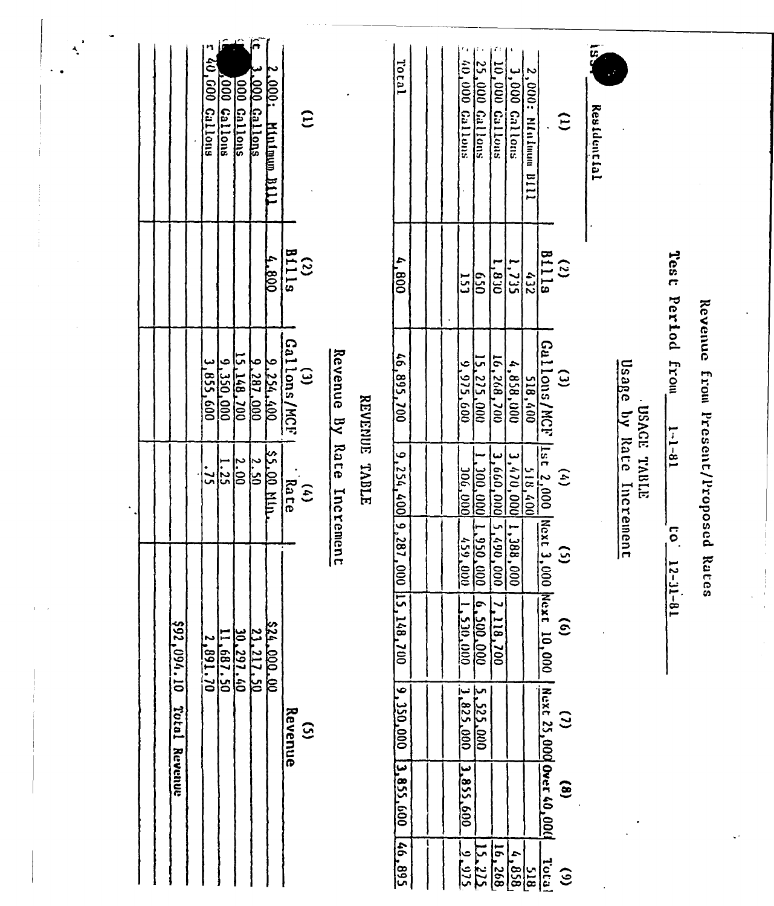# Revenue from Present/Proposed Rates

Test Period from 1-1-81 to 12-31-81

## USAGE TABLE

### Usage by Rate Increment

Residential

| (1) | (2) Bills | (3) Gallons/MCF | (4) 1st 2,000 | (5) Next 3,000 | (6) Next 10,000 | (7) Next 25,000 | (8) Over 40,000 | (9) Total |
|---|---|---|---|---|---|---|---|---|
| 2,000: Minimum Bill | 432 | 518,400 | 518,400 | | | | | 518 |
| 3,000 Gallons | 1,735 | 4,858,000 | 3,470,000 | 1,388,000 | | | | 4,858 |
| 10,000 Gallons | 1,830 | 16,268,700 | 3,660,000 | 5,490,000 | 7,118,700 | | | 16,268 |
| 25,000 Gallons | 650 | 15,275,000 | 1,300,000 | 1,950,000 | 6,500,000 | 5,525,000 | | 15,275 |
| 40,000 Gallons | 153 | 9,975,600 | 306,000 | 459,000 | 1,530,000 | 3,825,000 | 3,855,600 | 9,975 |
| | | | | | | | | |
| Total | 4,800 | 46,895,700 | 9,254,400 | 9,287,000 | 15,148,700 | 9,350,000 | 3,855,600 | 46,895 |

## REVENUE TABLE

### Revenue By Rate Increment

| (1) | (2) Bills | (3) Gallons/MCF | (4) Rate | (5) Revenue |
|---|---|---|---|---|
| 2,000: Minimum Bill | 4,800 | 9,254,400 | $5.00 Min. | $24,000.00 |
| 3,000 Gallons | | 9,287,000 | 2.50 | 23,217.50 |
| 000 Gallons | | 15,148,700 | 2.00 | 30,297.40 |
| 000 Gallons | | 9,350,000 | 1.25 | 11,687.50 |
| 40,000 Gallons | | 3,855,600 | .75 | 2,891.70 |
| | | | | $92,094.10 Total Revenue |